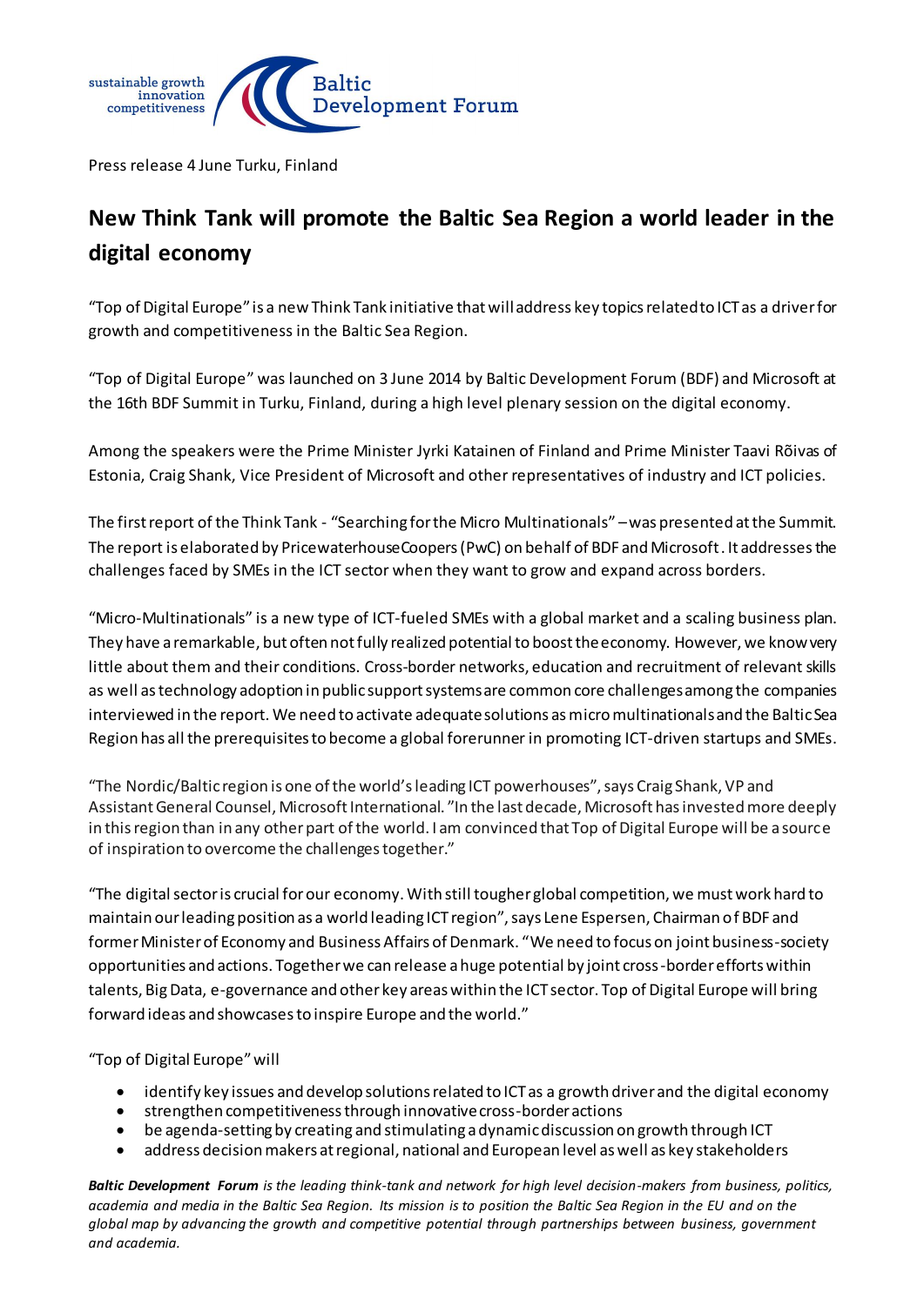sustainable growth
innovation
competitiveness

Baltic Development Forum

Press release 4 June Turku, Finland

# New Think Tank will promote the Baltic Sea Region a world leader in the digital economy

"Top of Digital Europe" is a new Think Tank initiative that will address key topics related to ICT as a driver for growth and competitiveness in the Baltic Sea Region.

"Top of Digital Europe" was launched on 3 June 2014 by Baltic Development Forum (BDF) and Microsoft at the 16th BDF Summit in Turku, Finland, during a high level plenary session on the digital economy.

Among the speakers were the Prime Minister Jyrki Katainen of Finland and Prime Minister Taavi Rõivas of Estonia, Craig Shank, Vice President of Microsoft and other representatives of industry and ICT policies.

The first report of the Think Tank - "Searching for the Micro Multinationals" – was presented at the Summit. The report is elaborated by PricewaterhouseCoopers (PwC) on behalf of BDF and Microsoft. It addresses the challenges faced by SMEs in the ICT sector when they want to grow and expand across borders.

"Micro-Multinationals" is a new type of ICT-fueled SMEs with a global market and a scaling business plan. They have a remarkable, but often not fully realized potential to boost the economy. However, we know very little about them and their conditions. Cross-border networks, education and recruitment of relevant skills as well as technology adoption in public support systems are common core challenges among the companies interviewed in the report. We need to activate adequate solutions as micro multinationals and the Baltic Sea Region has all the prerequisites to become a global forerunner in promoting ICT-driven startups and SMEs.

"The Nordic/Baltic region is one of the world's leading ICT powerhouses", says Craig Shank, VP and Assistant General Counsel, Microsoft International. "In the last decade, Microsoft has invested more deeply in this region than in any other part of the world. I am convinced that Top of Digital Europe will be a source of inspiration to overcome the challenges together."

"The digital sector is crucial for our economy. With still tougher global competition, we must work hard to maintain our leading position as a world leading ICT region", says Lene Espersen, Chairman of BDF and former Minister of Economy and Business Affairs of Denmark. "We need to focus on joint business-society opportunities and actions. Together we can release a huge potential by joint cross-border efforts within talents, Big Data, e-governance and other key areas within the ICT sector. Top of Digital Europe will bring forward ideas and showcases to inspire Europe and the world."

"Top of Digital Europe" will

- identify key issues and develop solutions related to ICT as a growth driver and the digital economy
- strengthen competitiveness through innovative cross-border actions
- be agenda-setting by creating and stimulating a dynamic discussion on growth through ICT
- address decision makers at regional, national and European level as well as key stakeholders

***Baltic Development Forum*** *is the leading think-tank and network for high level decision-makers from business, politics, academia and media in the Baltic Sea Region. Its mission is to position the Baltic Sea Region in the EU and on the global map by advancing the growth and competitive potential through partnerships between business, government and academia.*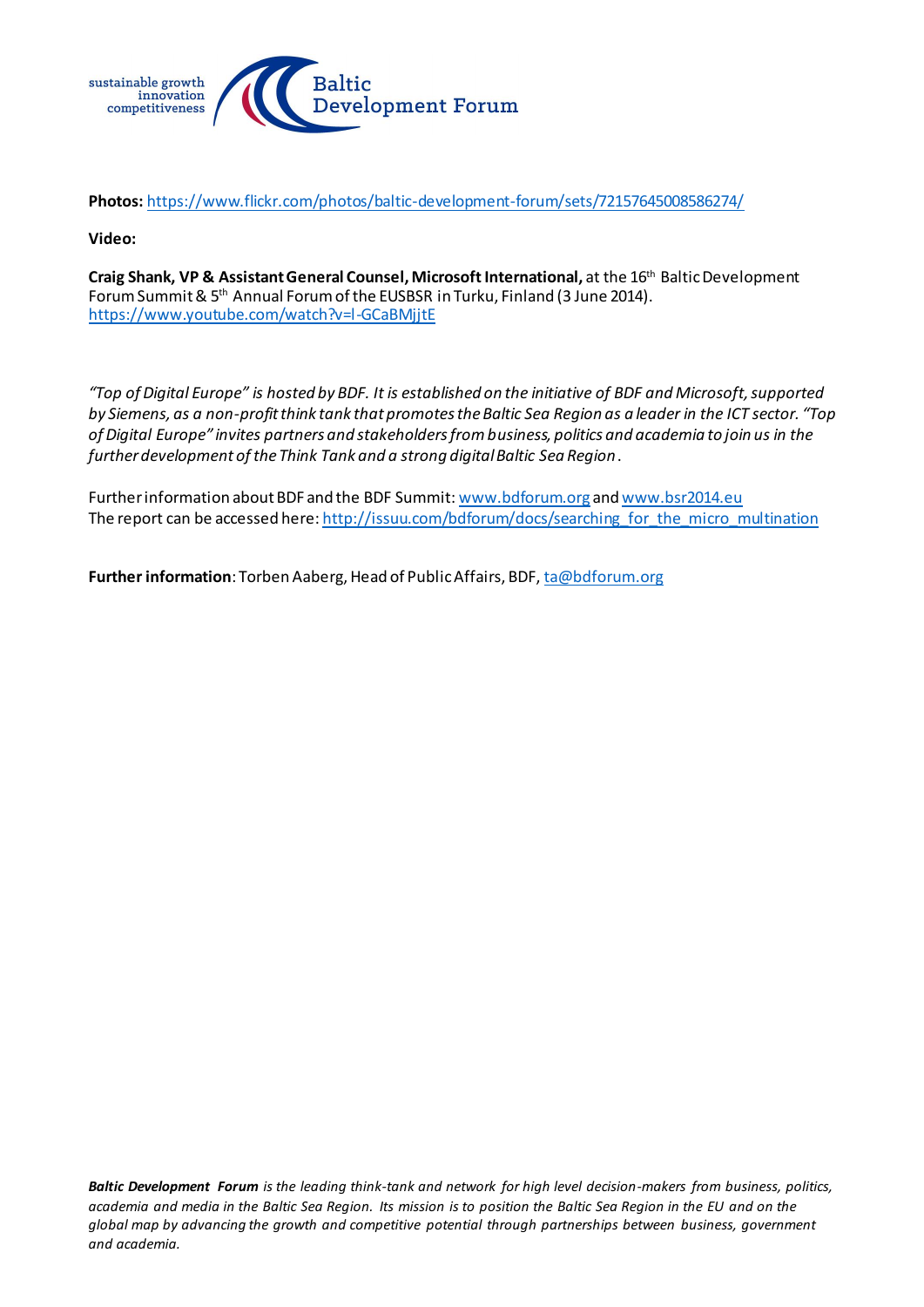**Photos:** https://www.flickr.com/photos/baltic-development-forum/sets/72157645008586274/

**Video:**

**Craig Shank, VP & Assistant General Counsel, Microsoft International,** at the 16th Baltic Development Forum Summit & 5th Annual Forum of the EUSBSR in Turku, Finland (3 June 2014). https://www.youtube.com/watch?v=l-GCaBMjjtE

*"Top of Digital Europe" is hosted by BDF. It is established on the initiative of BDF and Microsoft, supported by Siemens, as a non-profit think tank that promotes the Baltic Sea Region as a leader in the ICT sector. "Top of Digital Europe" invites partners and stakeholders from business, politics and academia to join us in the further development of the Think Tank and a strong digital Baltic Sea Region.*

Further information about BDF and the BDF Summit: www.bdforum.org and www.bsr2014.eu
The report can be accessed here: http://issuu.com/bdforum/docs/searching_for_the_micro_multination

**Further information**: Torben Aaberg, Head of Public Affairs, BDF, ta@bdforum.org

***Baltic Development Forum*** *is the leading think-tank and network for high level decision-makers from business, politics, academia and media in the Baltic Sea Region. Its mission is to position the Baltic Sea Region in the EU and on the global map by advancing the growth and competitive potential through partnerships between business, government and academia.*